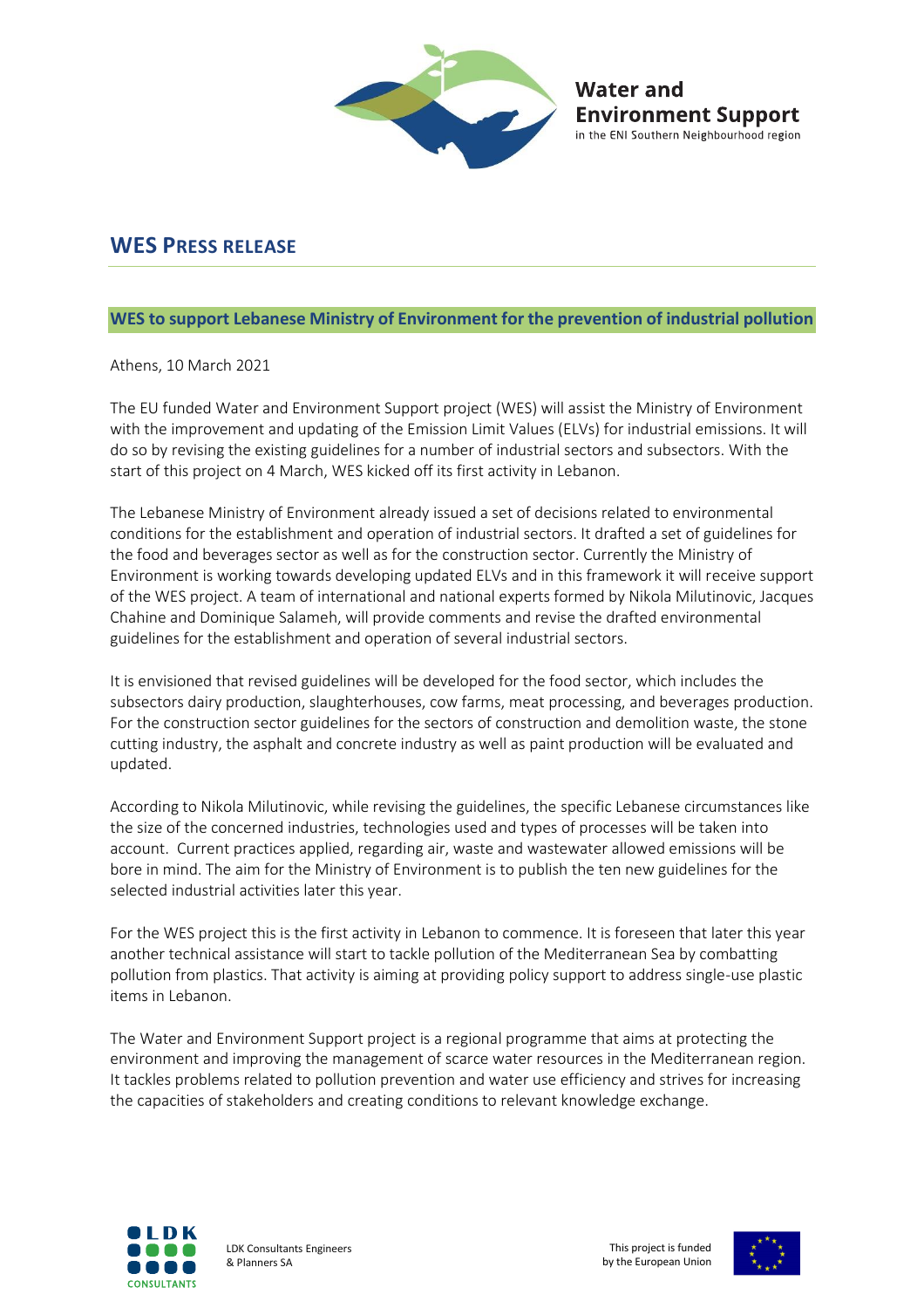Water and Environment Support
in the ENI Southern Neighbourhood region

# WES PRESS RELEASE

## WES to support Lebanese Ministry of Environment for the prevention of industrial pollution

Athens, 10 March 2021

The EU funded Water and Environment Support project (WES) will assist the Ministry of Environment with the improvement and updating of the Emission Limit Values (ELVs) for industrial emissions. It will do so by revising the existing guidelines for a number of industrial sectors and subsectors. With the start of this project on 4 March, WES kicked off its first activity in Lebanon.

The Lebanese Ministry of Environment already issued a set of decisions related to environmental conditions for the establishment and operation of industrial sectors. It drafted a set of guidelines for the food and beverages sector as well as for the construction sector. Currently the Ministry of Environment is working towards developing updated ELVs and in this framework it will receive support of the WES project. A team of international and national experts formed by Nikola Milutinovic, Jacques Chahine and Dominique Salameh, will provide comments and revise the drafted environmental guidelines for the establishment and operation of several industrial sectors.

It is envisioned that revised guidelines will be developed for the food sector, which includes the subsectors dairy production, slaughterhouses, cow farms, meat processing, and beverages production. For the construction sector guidelines for the sectors of construction and demolition waste, the stone cutting industry, the asphalt and concrete industry as well as paint production will be evaluated and updated.

According to Nikola Milutinovic, while revising the guidelines, the specific Lebanese circumstances like the size of the concerned industries, technologies used and types of processes will be taken into account. Current practices applied, regarding air, waste and wastewater allowed emissions will be bore in mind. The aim for the Ministry of Environment is to publish the ten new guidelines for the selected industrial activities later this year.

For the WES project this is the first activity in Lebanon to commence. It is foreseen that later this year another technical assistance will start to tackle pollution of the Mediterranean Sea by combatting pollution from plastics. That activity is aiming at providing policy support to address single-use plastic items in Lebanon.

The Water and Environment Support project is a regional programme that aims at protecting the environment and improving the management of scarce water resources in the Mediterranean region. It tackles problems related to pollution prevention and water use efficiency and strives for increasing the capacities of stakeholders and creating conditions to relevant knowledge exchange.

LDK Consultants Engineers & Planners SA

This project is funded by the European Union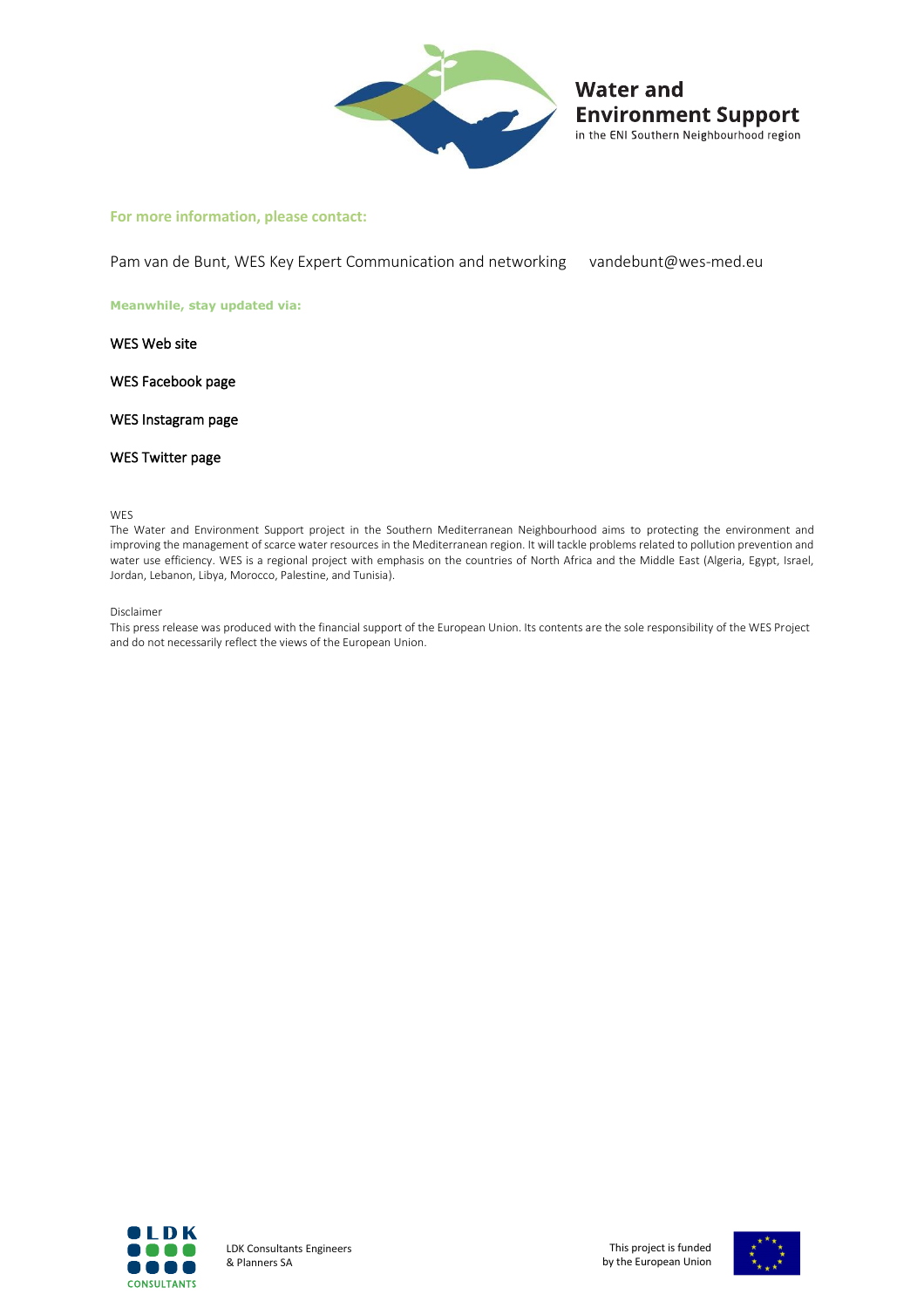Water and Environment Support in the ENI Southern Neighbourhood region

**For more information, please contact:**

Pam van de Bunt, WES Key Expert Communication and networking vandebunt@wes-med.eu

**Meanwhile, stay updated via:**

WES Web site

WES Facebook page

WES Instagram page

WES Twitter page

WES

The Water and Environment Support project in the Southern Mediterranean Neighbourhood aims to protecting the environment and improving the management of scarce water resources in the Mediterranean region. It will tackle problems related to pollution prevention and water use efficiency. WES is a regional project with emphasis on the countries of North Africa and the Middle East (Algeria, Egypt, Israel, Jordan, Lebanon, Libya, Morocco, Palestine, and Tunisia).

Disclaimer

This press release was produced with the financial support of the European Union. Its contents are the sole responsibility of the WES Project and do not necessarily reflect the views of the European Union.

LDK CONSULTANTS

LDK Consultants Engineers & Planners SA

This project is funded by the European Union